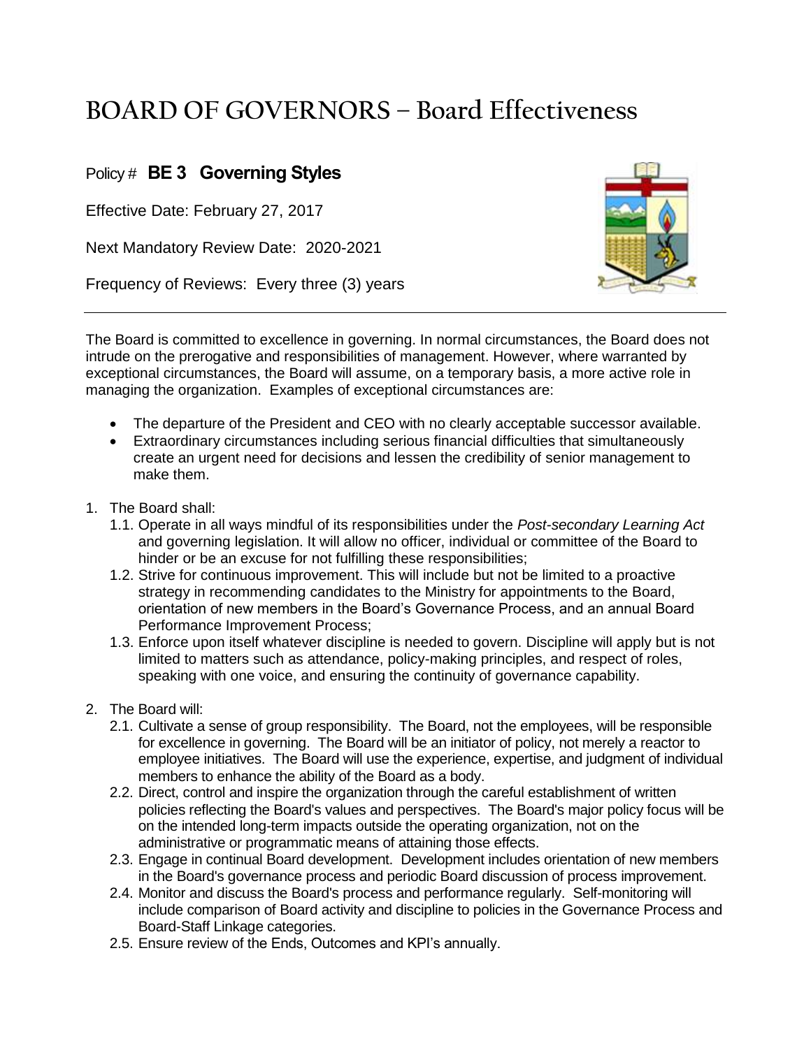# BOARD OF GOVERNORS – Board Effectiveness

## Policy # **BE 3 Governing Styles**

Effective Date: February 27, 2017

Next Mandatory Review Date: 2020-2021

Frequency of Reviews: Every three (3) years

---

The Board is committed to excellence in governing. In normal circumstances, the Board does not intrude on the prerogative and responsibilities of management. However, where warranted by exceptional circumstances, the Board will assume, on a temporary basis, a more active role in managing the organization. Examples of exceptional circumstances are:

- The departure of the President and CEO with no clearly acceptable successor available.
- Extraordinary circumstances including serious financial difficulties that simultaneously create an urgent need for decisions and lessen the credibility of senior management to make them.

1. The Board shall:
   1.1. Operate in all ways mindful of its responsibilities under the *Post-secondary Learning Act* and governing legislation. It will allow no officer, individual or committee of the Board to hinder or be an excuse for not fulfilling these responsibilities;
   1.2. Strive for continuous improvement. This will include but not be limited to a proactive strategy in recommending candidates to the Ministry for appointments to the Board, orientation of new members in the Board's Governance Process, and an annual Board Performance Improvement Process;
   1.3. Enforce upon itself whatever discipline is needed to govern. Discipline will apply but is not limited to matters such as attendance, policy-making principles, and respect of roles, speaking with one voice, and ensuring the continuity of governance capability.

2. The Board will:
   2.1. Cultivate a sense of group responsibility. The Board, not the employees, will be responsible for excellence in governing. The Board will be an initiator of policy, not merely a reactor to employee initiatives. The Board will use the experience, expertise, and judgment of individual members to enhance the ability of the Board as a body.
   2.2. Direct, control and inspire the organization through the careful establishment of written policies reflecting the Board's values and perspectives. The Board's major policy focus will be on the intended long-term impacts outside the operating organization, not on the administrative or programmatic means of attaining those effects.
   2.3. Engage in continual Board development. Development includes orientation of new members in the Board's governance process and periodic Board discussion of process improvement.
   2.4. Monitor and discuss the Board's process and performance regularly. Self-monitoring will include comparison of Board activity and discipline to policies in the Governance Process and Board-Staff Linkage categories.
   2.5. Ensure review of the Ends, Outcomes and KPI's annually.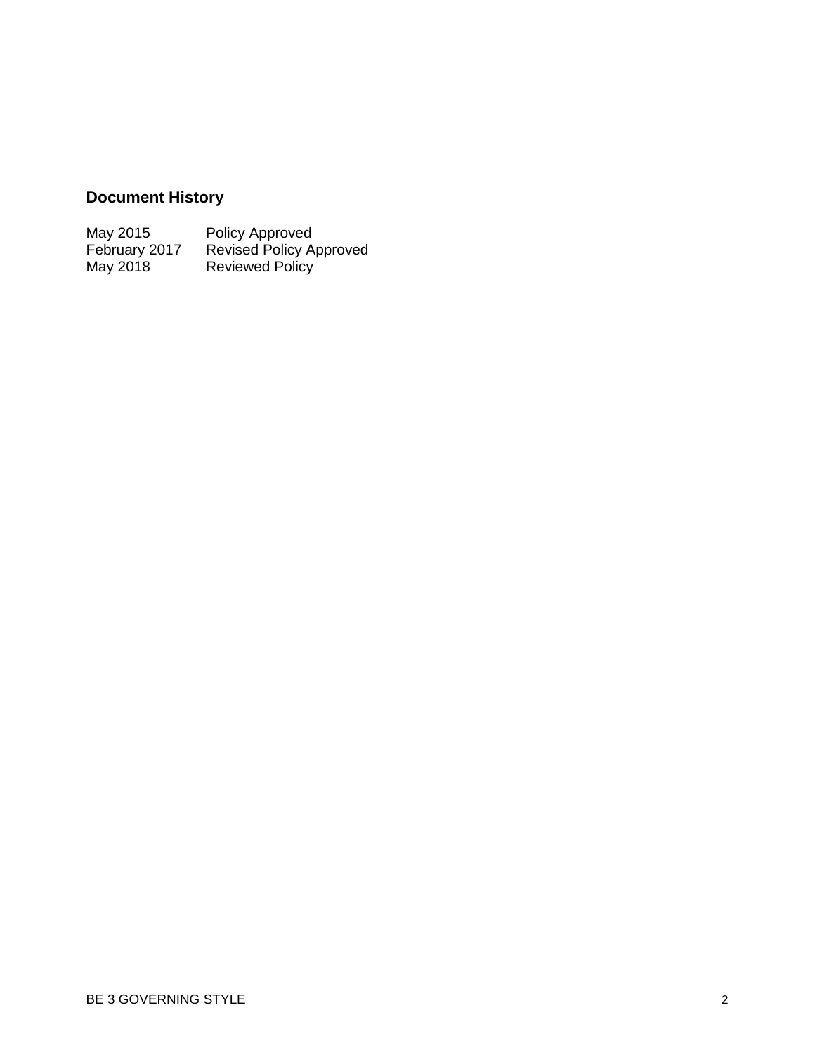## Document History

| | |
|---|---|
| May 2015 | Policy Approved |
| February 2017 | Revised Policy Approved |
| May 2018 | Reviewed Policy |